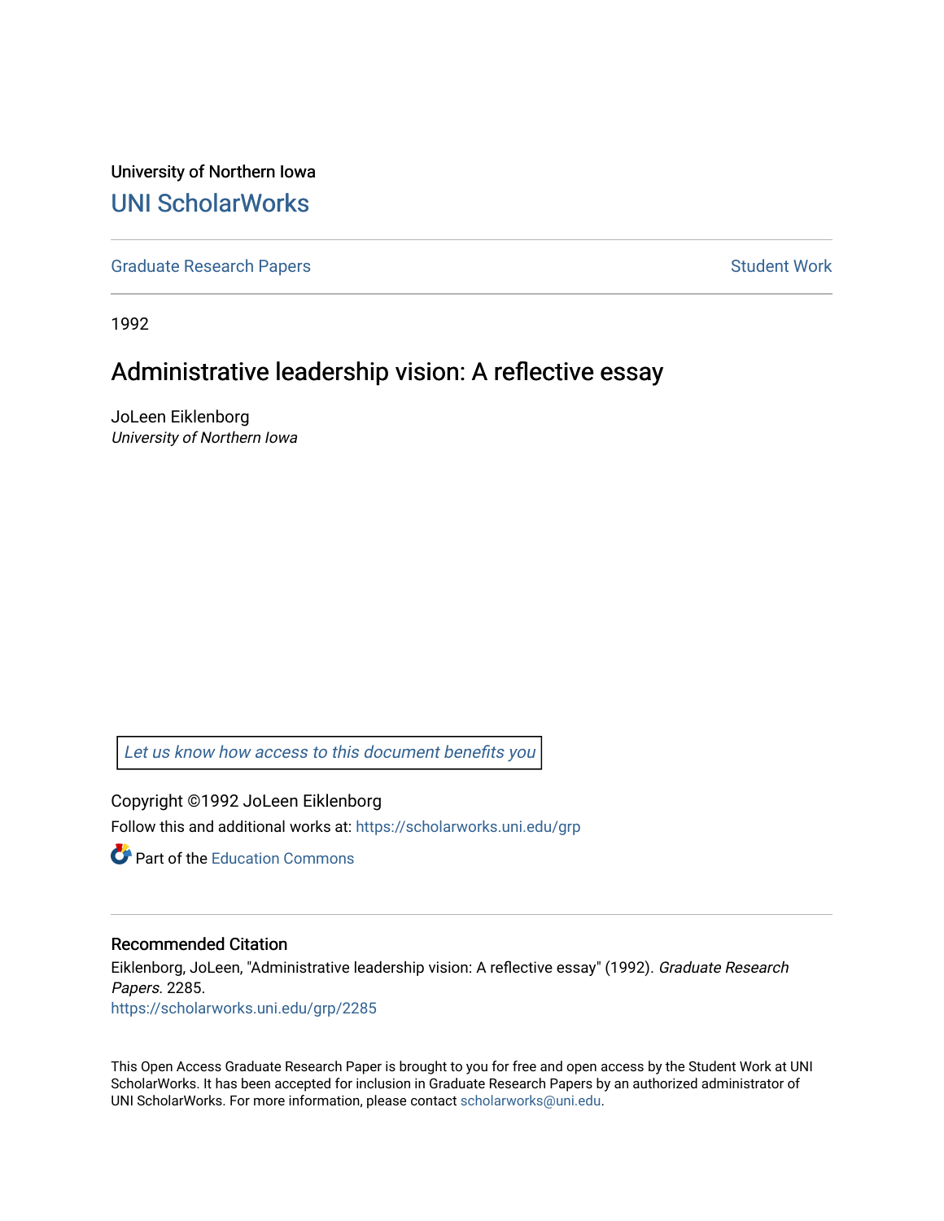University of Northern Iowa

# UNI ScholarWorks

Graduate Research Papers | Student Work

1992

## Administrative leadership vision: A reflective essay

JoLeen Eiklenborg

*University of Northern Iowa*

Let us know how access to this document benefits you

Copyright ©1992 JoLeen Eiklenborg

Follow this and additional works at: https://scholarworks.uni.edu/grp

Part of the Education Commons

### Recommended Citation

Eiklenborg, JoLeen, "Administrative leadership vision: A reflective essay" (1992). *Graduate Research Papers*. 2285.

https://scholarworks.uni.edu/grp/2285

This Open Access Graduate Research Paper is brought to you for free and open access by the Student Work at UNI ScholarWorks. It has been accepted for inclusion in Graduate Research Papers by an authorized administrator of UNI ScholarWorks. For more information, please contact scholarworks@uni.edu.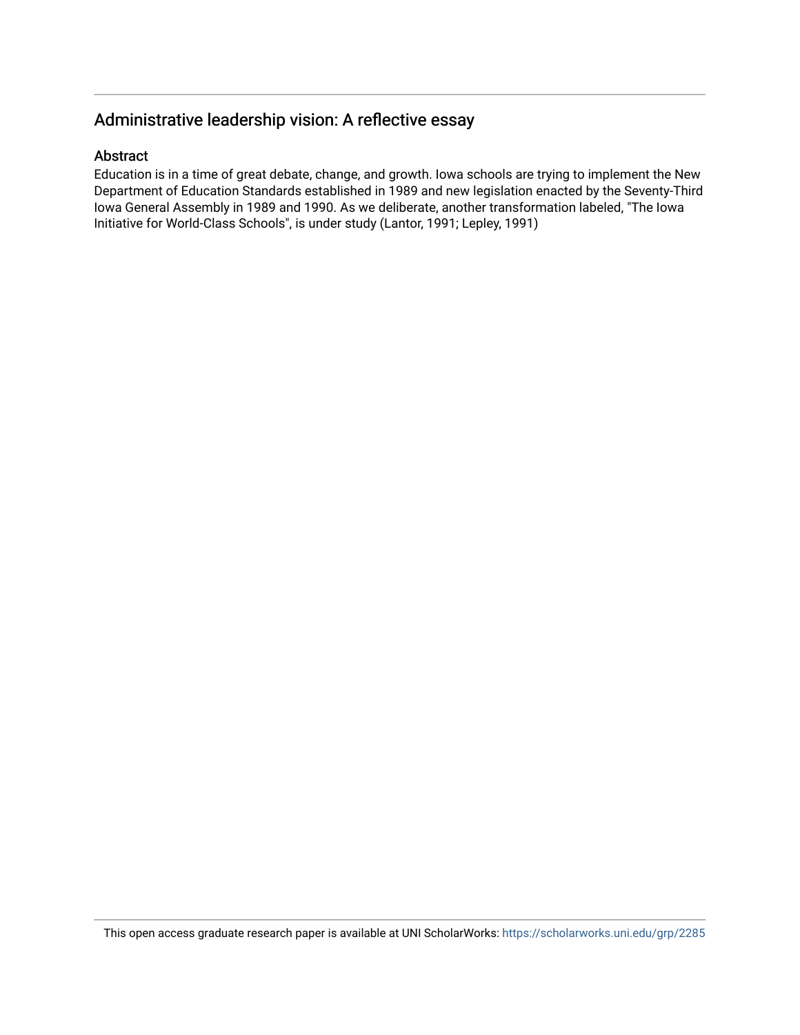# Administrative leadership vision: A reflective essay

## Abstract

Education is in a time of great debate, change, and growth. Iowa schools are trying to implement the New Department of Education Standards established in 1989 and new legislation enacted by the Seventy-Third Iowa General Assembly in 1989 and 1990. As we deliberate, another transformation labeled, "The Iowa Initiative for World-Class Schools", is under study (Lantor, 1991; Lepley, 1991)

This open access graduate research paper is available at UNI ScholarWorks: https://scholarworks.uni.edu/grp/2285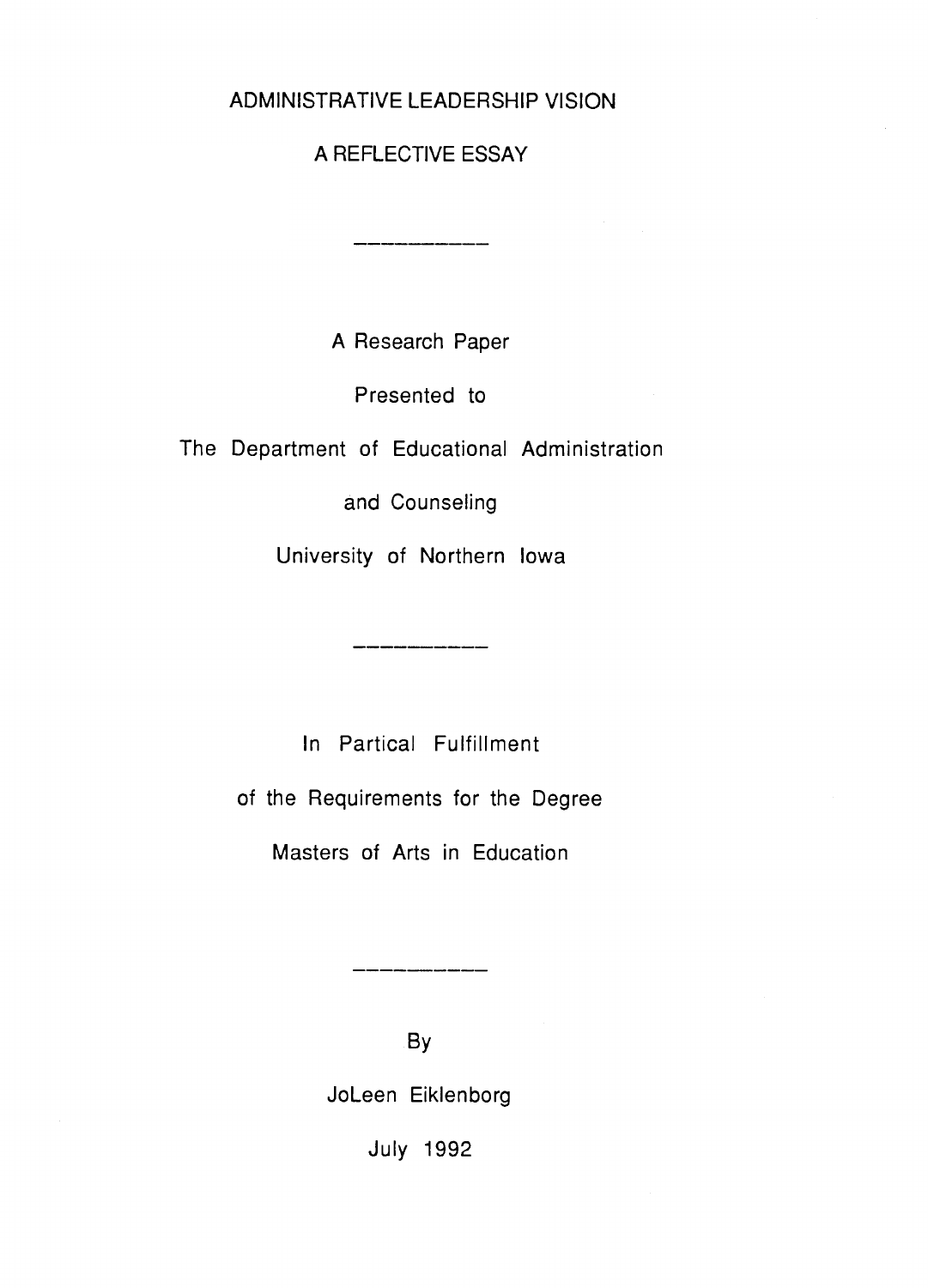# ADMINISTRATIVE LEADERSHIP VISION

## A REFLECTIVE ESSAY

---

A Research Paper

Presented to

The Department of Educational Administration

and Counseling

University of Northern Iowa

---

In Partical Fulfillment

of the Requirements for the Degree

Masters of Arts in Education

---

By

JoLeen Eiklenborg

July 1992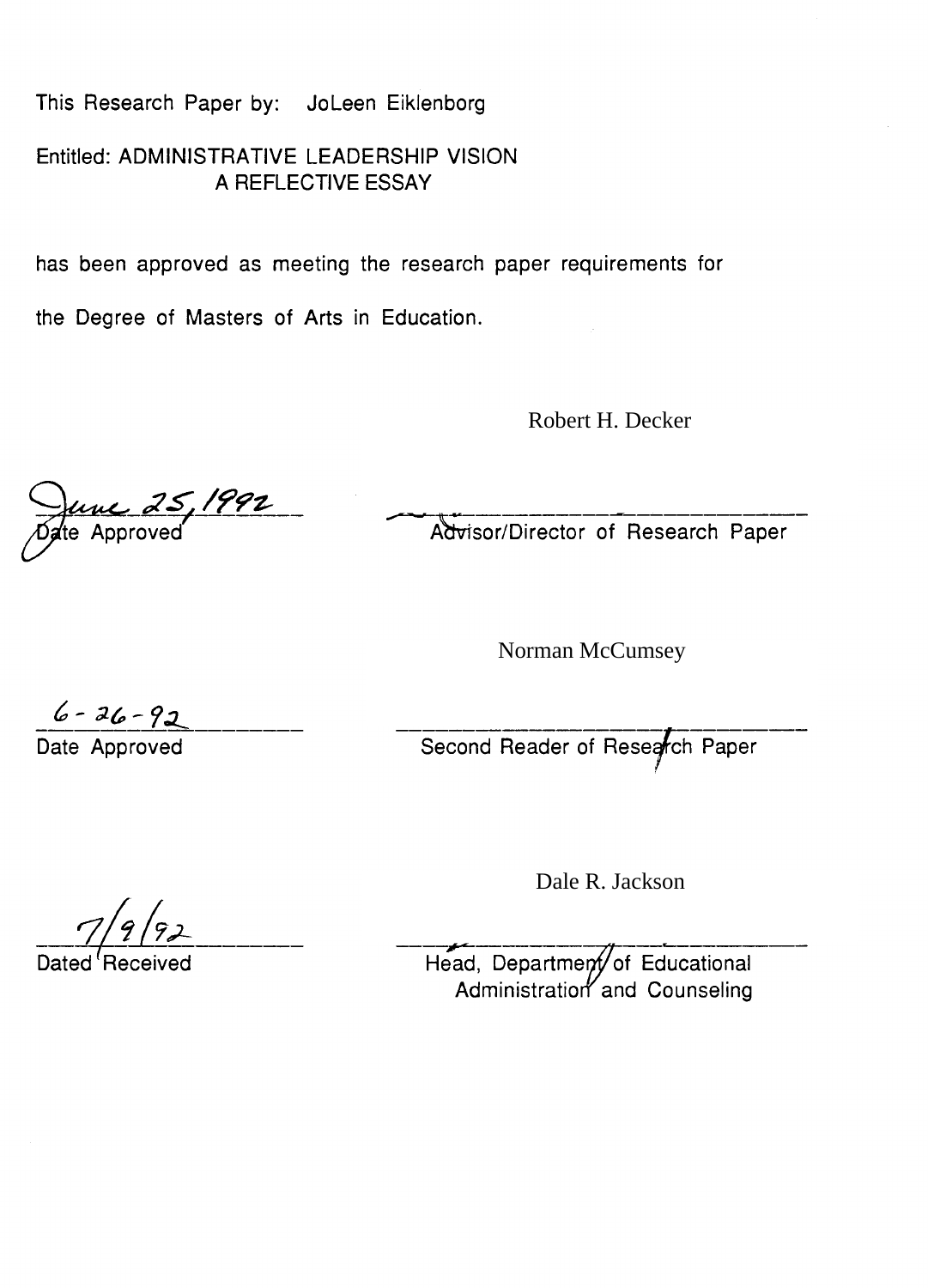This Research Paper by: JoLeen Eiklenborg

Entitled: ADMINISTRATIVE LEADERSHIP VISION
A REFLECTIVE ESSAY

has been approved as meeting the research paper requirements for the Degree of Masters of Arts in Education.

Robert H. Decker

June 25, 1992
Date Approved

Advisor/Director of Research Paper

Norman McCumsey

6-26-92
Date Approved

Second Reader of Research Paper

Dale R. Jackson

7/9/92
Dated Received

Head, Department of Educational Administration and Counseling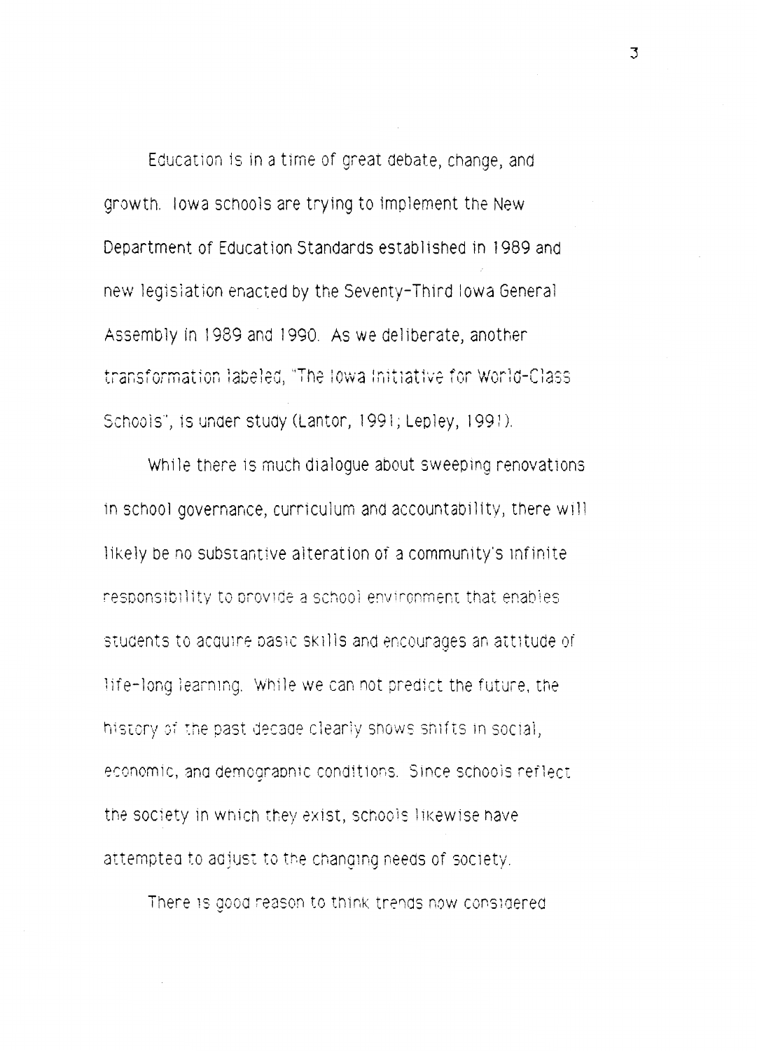Education is in a time of great debate, change, and growth. Iowa schools are trying to implement the New Department of Education Standards established in 1989 and new legislation enacted by the Seventy-Third Iowa General Assembly in 1989 and 1990. As we deliberate, another transformation labeled, "The Iowa Initiative for World-Class Schools", is under study (Lantor, 1991; Lepley, 1991).

While there is much dialogue about sweeping renovations in school governance, curriculum and accountability, there will likely be no substantive alteration of a community's infinite responsibility to provide a school environment that enables students to acquire basic skills and encourages an attitude of life-long learning. While we can not predict the future, the history of the past decade clearly shows shifts in social, economic, and demographic conditions. Since schools reflect the society in which they exist, schools likewise have attempted to adjust to the changing needs of society.

There is good reason to think trends now considered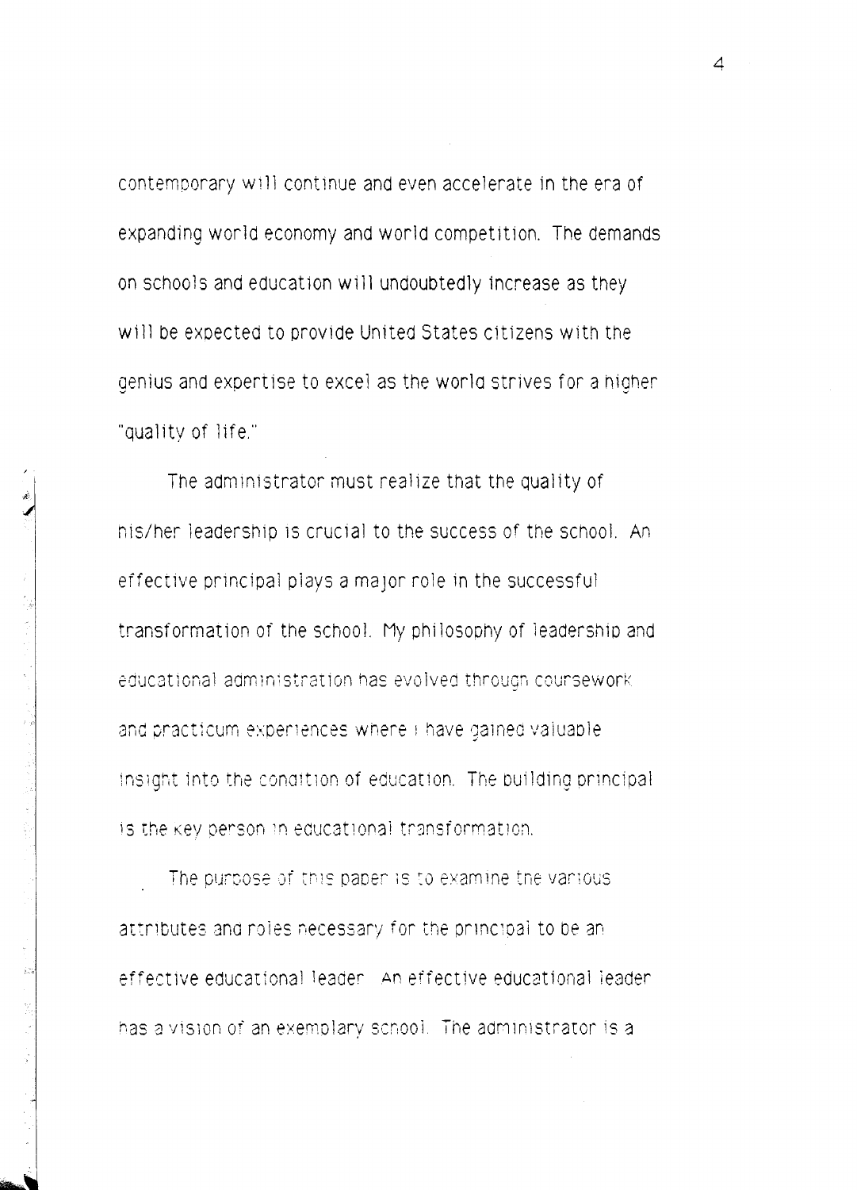contemporary will continue and even accelerate in the era of expanding world economy and world competition. The demands on schools and education will undoubtedly increase as they will be expected to provide United States citizens with the genius and expertise to excel as the world strives for a higher "quality of life."

The administrator must realize that the quality of his/her leadership is crucial to the success of the school. An effective principal plays a major role in the successful transformation of the school. My philosophy of leadership and educational administration has evolved through coursework and practicum experiences where I have gained valuable insight into the condition of education. The building principal is the key person in educational transformation.

The purpose of this paper is to examine the various attributes and roles necessary for the principal to be an effective educational leader. An effective educational leader has a vision of an exemplary school. The administrator is a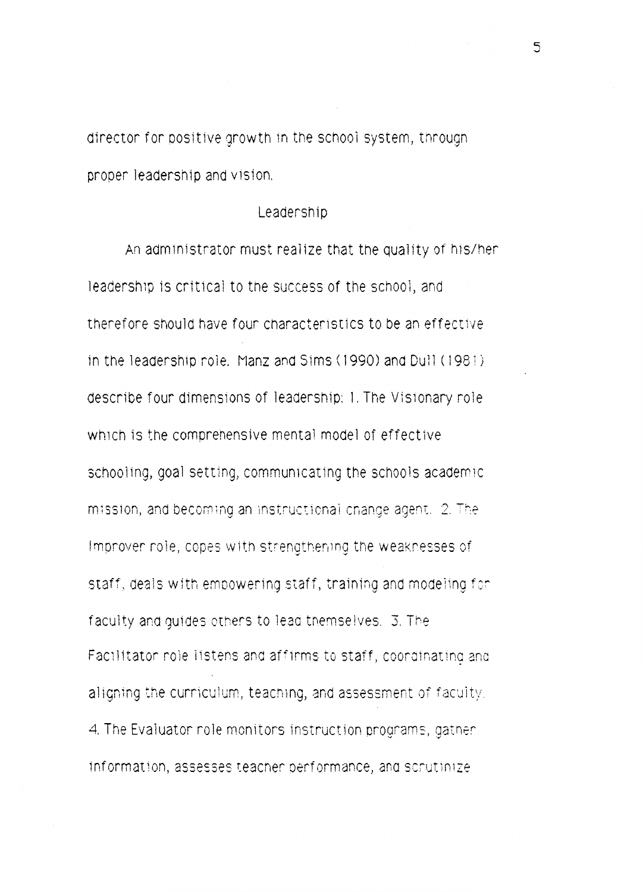director for positive growth in the school system, through proper leadership and vision.

## Leadership

An administrator must realize that the quality of his/her leadership is critical to the success of the school, and therefore should have four characteristics to be an effective in the leadership role. Manz and Sims (1990) and Dull (1981) describe four dimensions of leadership: 1. The Visionary role which is the comprehensive mental model of effective schooling, goal setting, communicating the schools academic mission, and becoming an instructional change agent. 2. The Improver role, copes with strengthening the weaknesses of staff, deals with empowering staff, training and modeling for faculty and guides others to lead themselves. 3. The Facilitator role listens and affirms to staff, coordinating and aligning the curriculum, teaching, and assessment of faculty. 4. The Evaluator role monitors instruction programs, gather information, assesses teacher performance, and scrutinize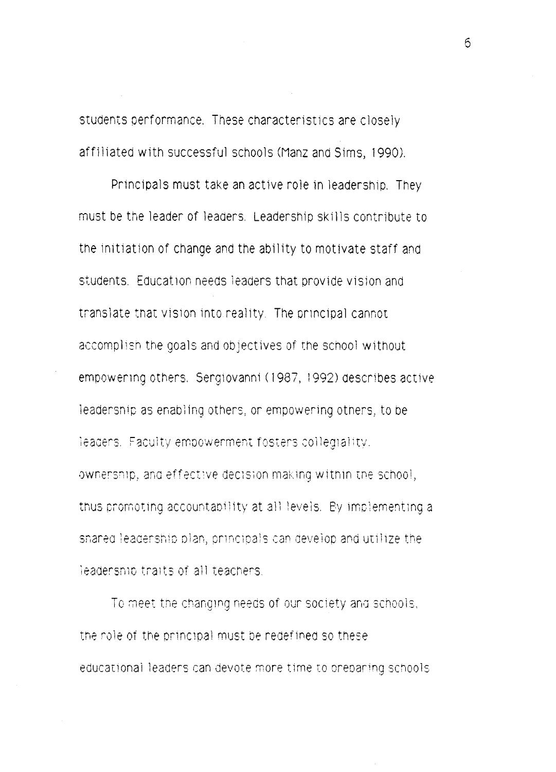students performance. These characteristics are closely affiliated with successful schools (Manz and Sims, 1990).

Principals must take an active role in leadership. They must be the leader of leaders. Leadership skills contribute to the initiation of change and the ability to motivate staff and students. Education needs leaders that provide vision and translate that vision into reality. The principal cannot accomplish the goals and objectives of the school without empowering others. Sergiovanni (1987, 1992) describes active leadership as enabling others, or empowering others, to be leaders. Faculty empowerment fosters collegiality, ownership, and effective decision making within the school, thus promoting accountability at all levels. By implementing a shared leadership plan, principals can develop and utilize the leadership traits of all teachers.

To meet the changing needs of our society and schools, the role of the principal must be redefined so these educational leaders can devote more time to preparing schools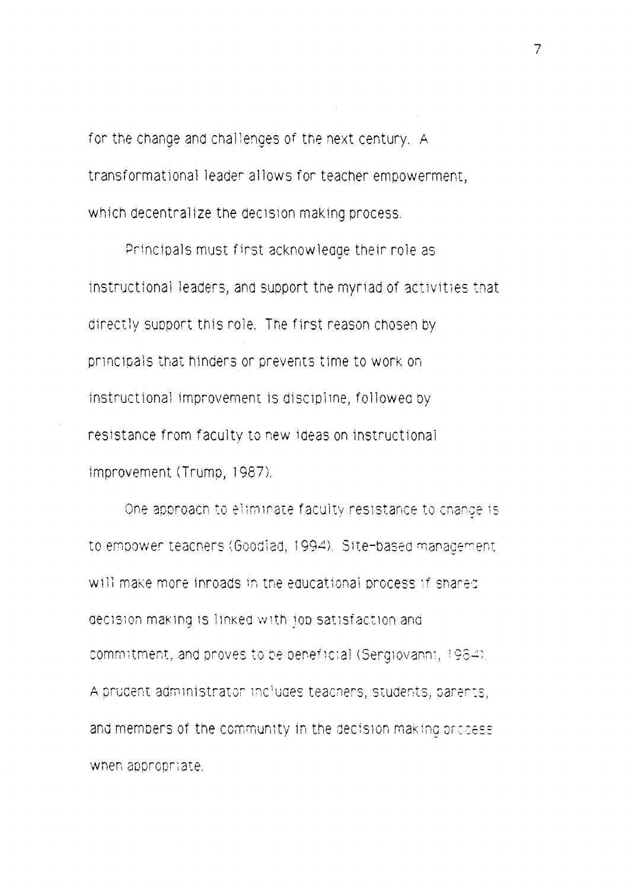for the change and challenges of the next century. A transformational leader allows for teacher empowerment, which decentralize the decision making process.

Principals must first acknowledge their role as instructional leaders, and support the myriad of activities that directly support this role. The first reason chosen by principals that hinders or prevents time to work on instructional improvement is discipline, followed by resistance from faculty to new ideas on instructional improvement (Trump, 1987).

One approach to eliminate faculty resistance to change is to empower teachers (Goodlad, 1994). Site-based management will make more inroads in the educational process if shared decision making is linked with job satisfaction and commitment, and proves to be beneficial (Sergiovanni, 1984). A prudent administrator includes teachers, students, parents, and members of the community in the decision making process when appropriate.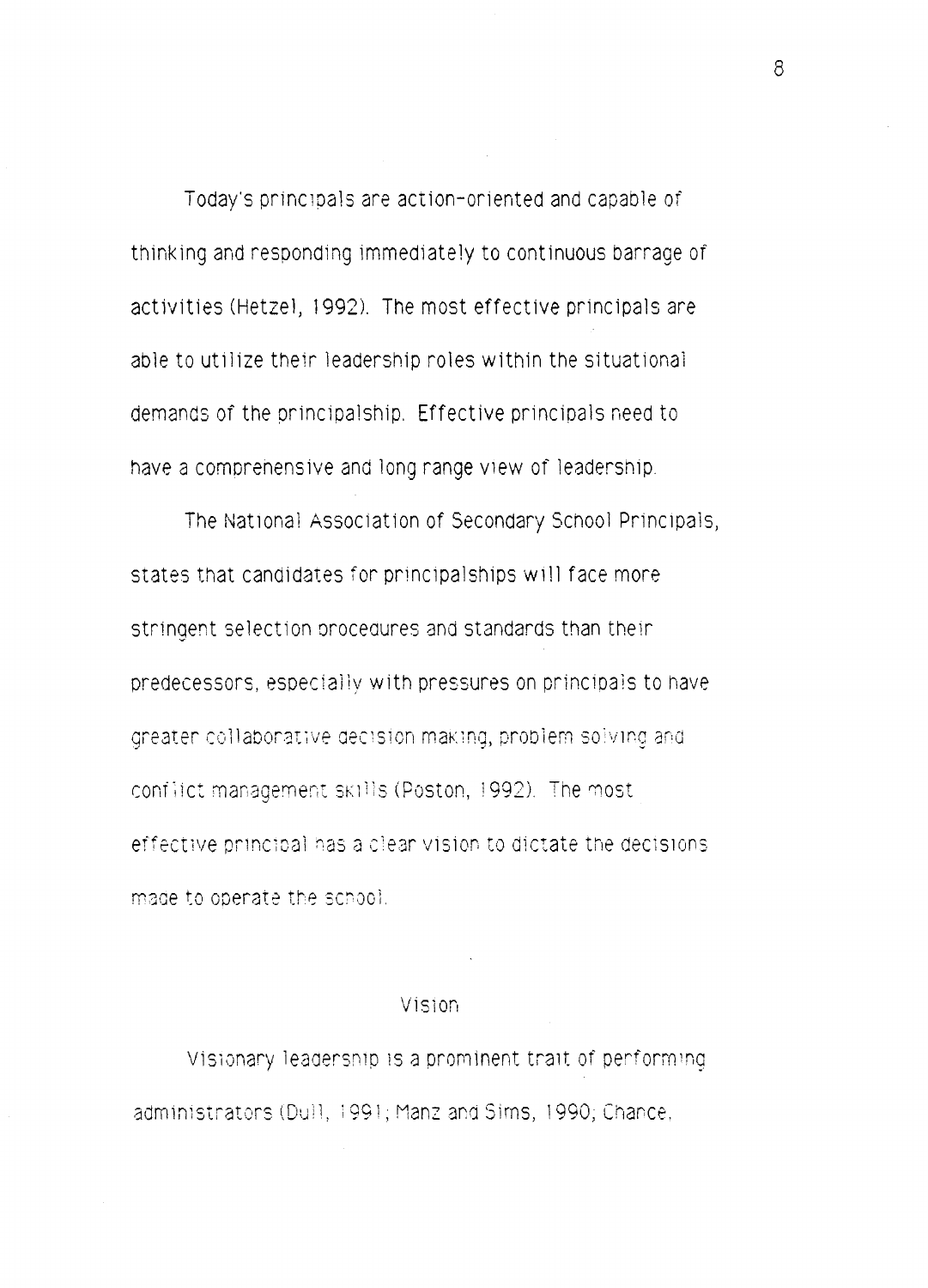Today's principals are action-oriented and capable of thinking and responding immediately to continuous barrage of activities (Hetzel, 1992). The most effective principals are able to utilize their leadership roles within the situational demands of the principalship. Effective principals need to have a comprehensive and long range view of leadership.

The National Association of Secondary School Principals, states that candidates for principalships will face more stringent selection procedures and standards than their predecessors, especially with pressures on principals to have greater collaborative decision making, problem solving and conflict management skills (Poston, 1992). The most effective principal has a clear vision to dictate the decisions made to operate the school.

## Vision

Visionary leadership is a prominent trait of performing administrators (Dull, 1991; Manz and Sims, 1990; Chance,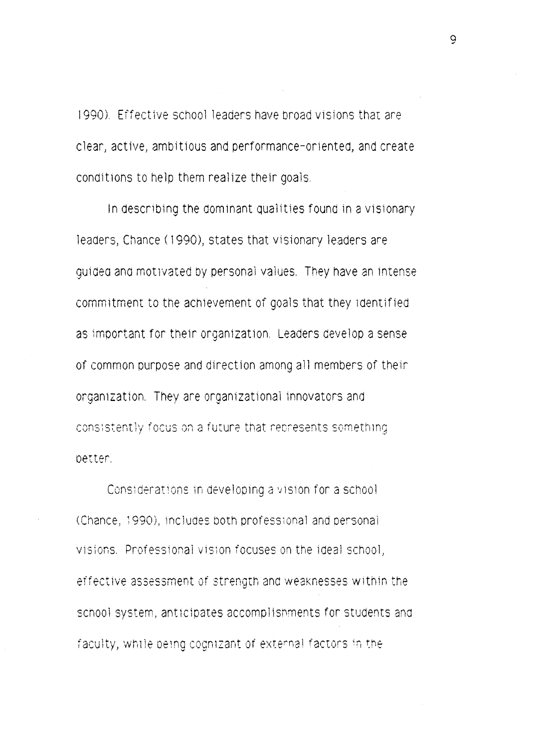1990). Effective school leaders have broad visions that are clear, active, ambitious and performance-oriented, and create conditions to help them realize their goals.

In describing the dominant qualities found in a visionary leaders, Chance (1990), states that visionary leaders are guided and motivated by personal values. They have an intense commitment to the achievement of goals that they identified as important for their organization. Leaders develop a sense of common purpose and direction among all members of their organization. They are organizational innovators and consistently focus on a future that represents something better.

Considerations in developing a vision for a school (Chance, 1990), includes both professional and personal visions. Professional vision focuses on the ideal school, effective assessment of strength and weaknesses within the school system, anticipates accomplishments for students and faculty, while being cognizant of external factors in the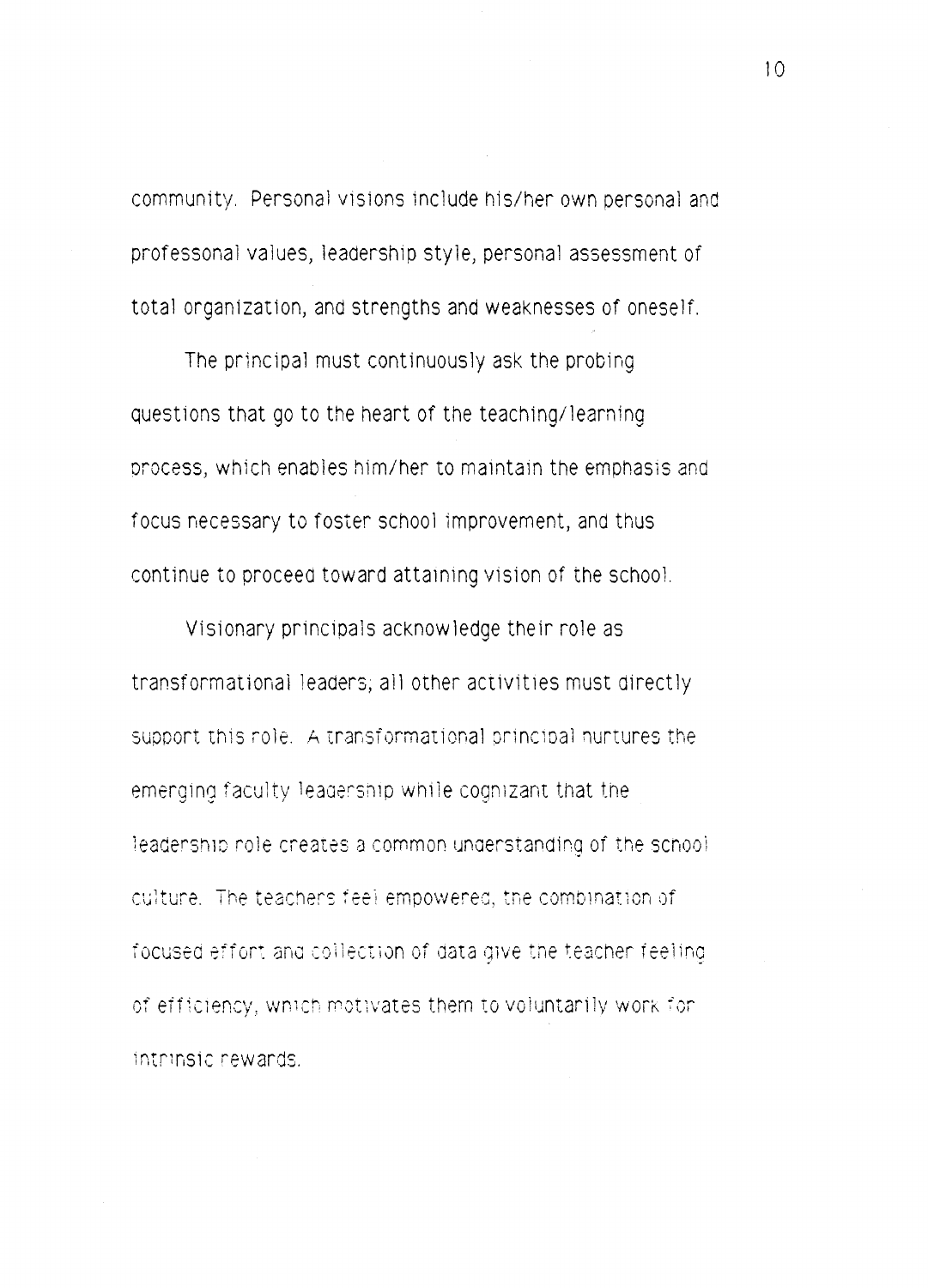community. Personal visions include his/her own personal and professonal values, leadership style, personal assessment of total organization, and strengths and weaknesses of oneself.

The principal must continuously ask the probing questions that go to the heart of the teaching/learning process, which enables him/her to maintain the emphasis and focus necessary to foster school improvement, and thus continue to proceed toward attaining vision of the school.

Visionary principals acknowledge their role as transformational leaders; all other activities must directly support this role. A transformational principal nurtures the emerging faculty leadership while cognizant that the leadership role creates a common understanding of the school culture. The teachers feel empowered, the combination of focused effort and collection of data give the teacher feeling of efficiency, which motivates them to voluntarily work for intrinsic rewards.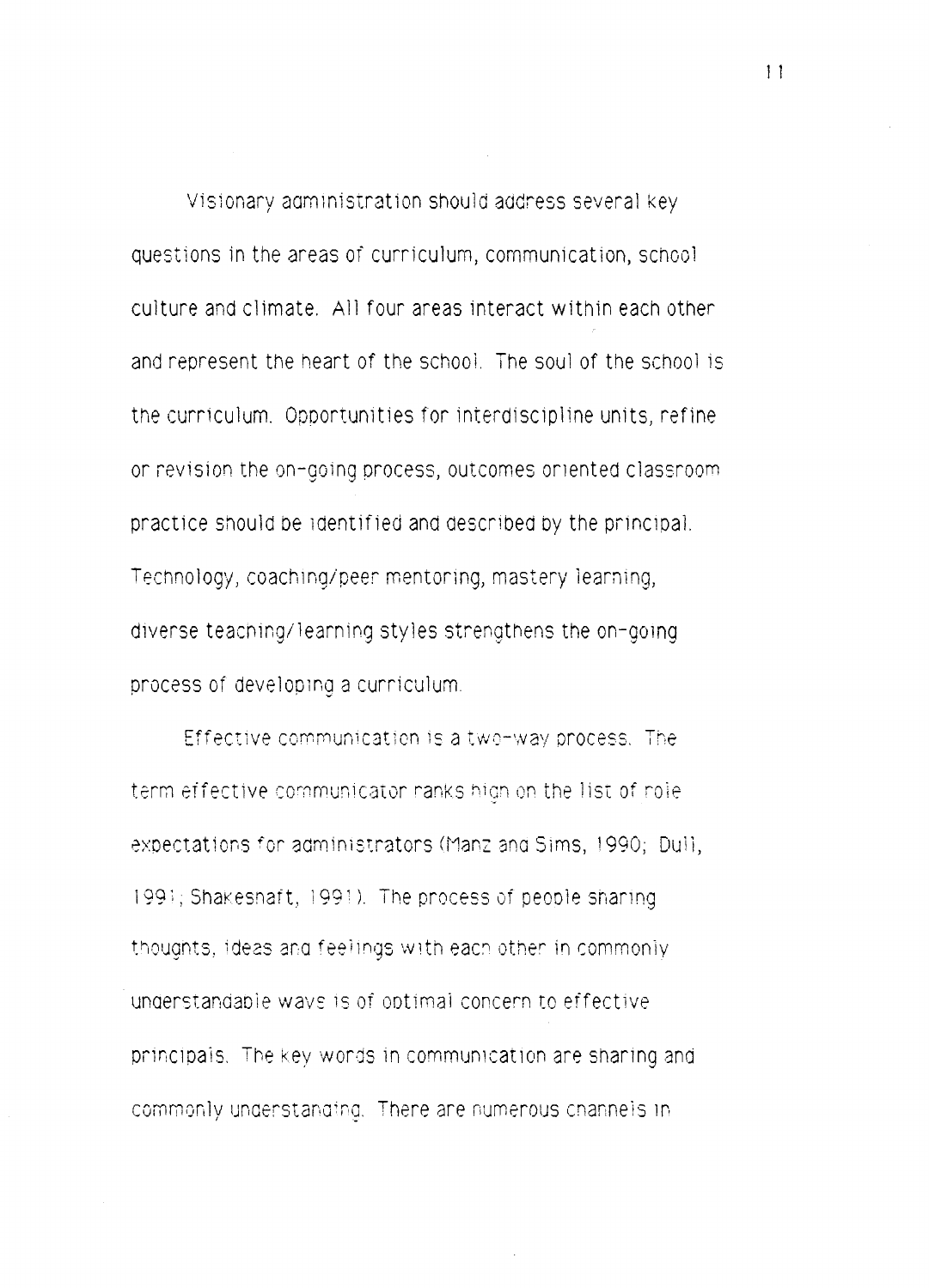Visionary administration should address several key questions in the areas of curriculum, communication, school culture and climate. All four areas interact within each other and represent the heart of the school. The soul of the school is the curriculum. Opportunities for interdiscipline units, refine or revision the on-going process, outcomes oriented classroom practice should be identified and described by the principal. Technology, coaching/peer mentoring, mastery learning, diverse teaching/learning styles strengthens the on-going process of developing a curriculum.

Effective communication is a two-way process. The term effective communicator ranks high on the list of role expectations for administrators (Manz and Sims, 1990; Dull, 1991; Shakeshaft, 1991). The process of people sharing thoughts, ideas and feelings with each other in commonly understandable ways is of optimal concern to effective principals. The key words in communication are sharing and commonly understanding. There are numerous channels in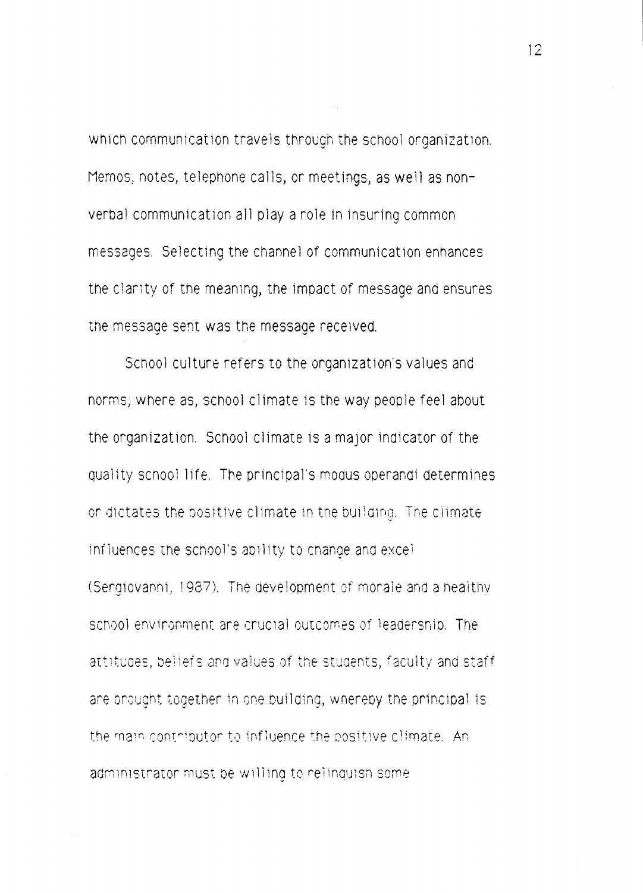which communication travels through the school organization. Memos, notes, telephone calls, or meetings, as well as non-verbal communication all play a role in insuring common messages. Selecting the channel of communication enhances the clarity of the meaning, the impact of message and ensures the message sent was the message received.

School culture refers to the organization's values and norms; where as, school climate is the way people feel about the organization. School climate is a major indicator of the quality school life. The principal's modus operandi determines or dictates the positive climate in the building. The climate influences the school's ability to change and excel (Sergiovanni, 1987). The development of morale and a healthy school environment are crucial outcomes of leadership. The attitudes, beliefs and values of the students, faculty and staff are brought together in one building, whereby the principal is the main contributor to influence the positive climate. An administrator must be willing to relinquish some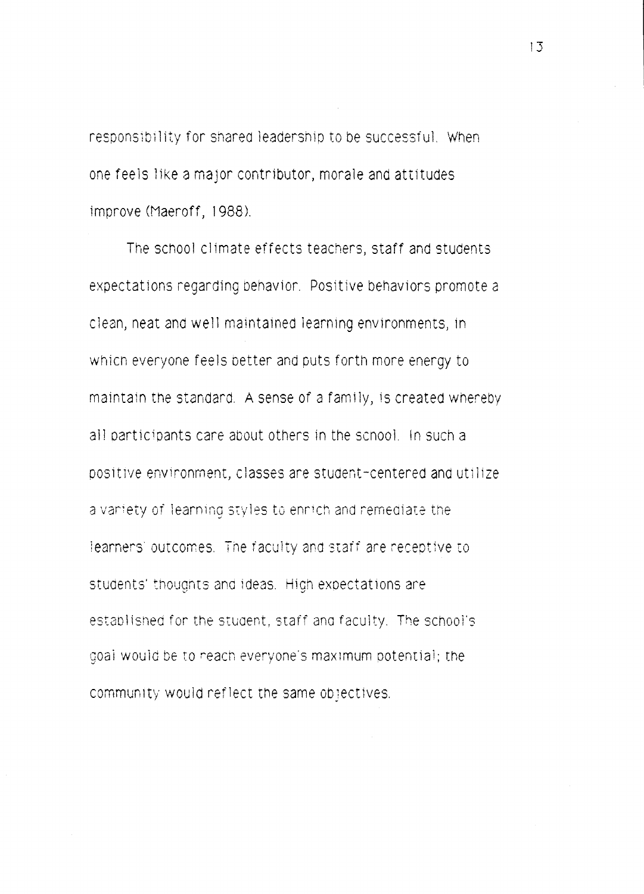responsibility for shared leadership to be successful. When one feels like a major contributor, morale and attitudes improve (Maeroff, 1988).

The school climate effects teachers, staff and students expectations regarding behavior. Positive behaviors promote a clean, neat and well maintained learning environments, in which everyone feels better and puts forth more energy to maintain the standard. A sense of a family, is created whereby all participants care about others in the school. In such a positive environment, classes are student-centered and utilize a variety of learning styles to enrich and remediate the learners' outcomes. The faculty and staff are receptive to students' thoughts and ideas. High expectations are established for the student, staff and faculty. The school's goal would be to reach everyone's maximum potential; the community would reflect the same objectives.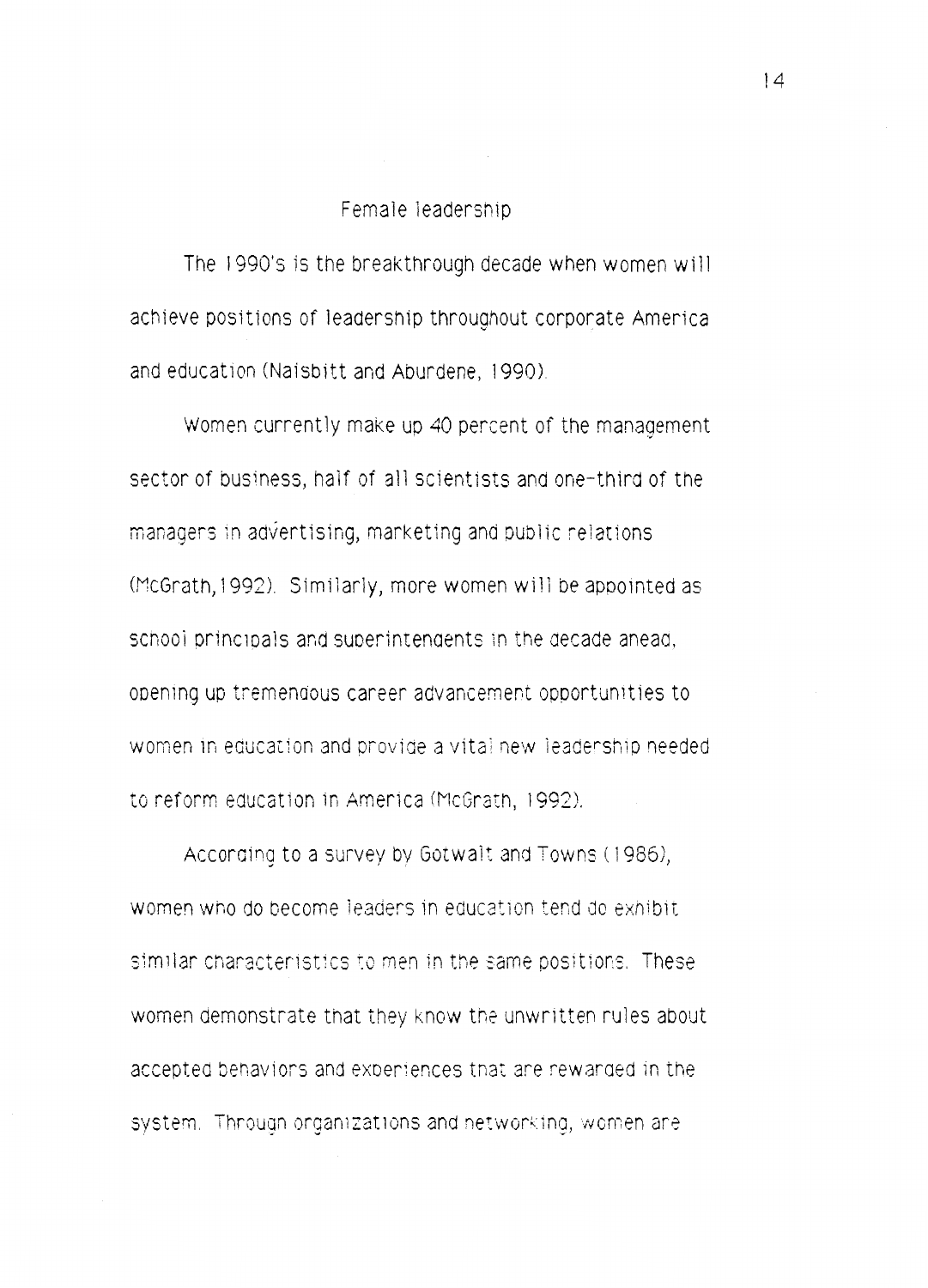## Female leadership

The 1990's is the breakthrough decade when women will achieve positions of leadership throughout corporate America and education (Naisbitt and Aburdene, 1990).

Women currently make up 40 percent of the management sector of business, half of all scientists and one-third of the managers in advertising, marketing and public relations (McGrath,1992). Similarly, more women will be appointed as school principals and superintendents in the decade ahead, opening up tremendous career advancement opportunities to women in education and provide a vital new leadership needed to reform education in America (McGrath, 1992).

According to a survey by Gotwalt and Towns (1986), women who do become leaders in education tend do exhibit similar characteristics to men in the same positions. These women demonstrate that they know the unwritten rules about accepted behaviors and experiences that are rewarded in the system. Through organizations and networking, women are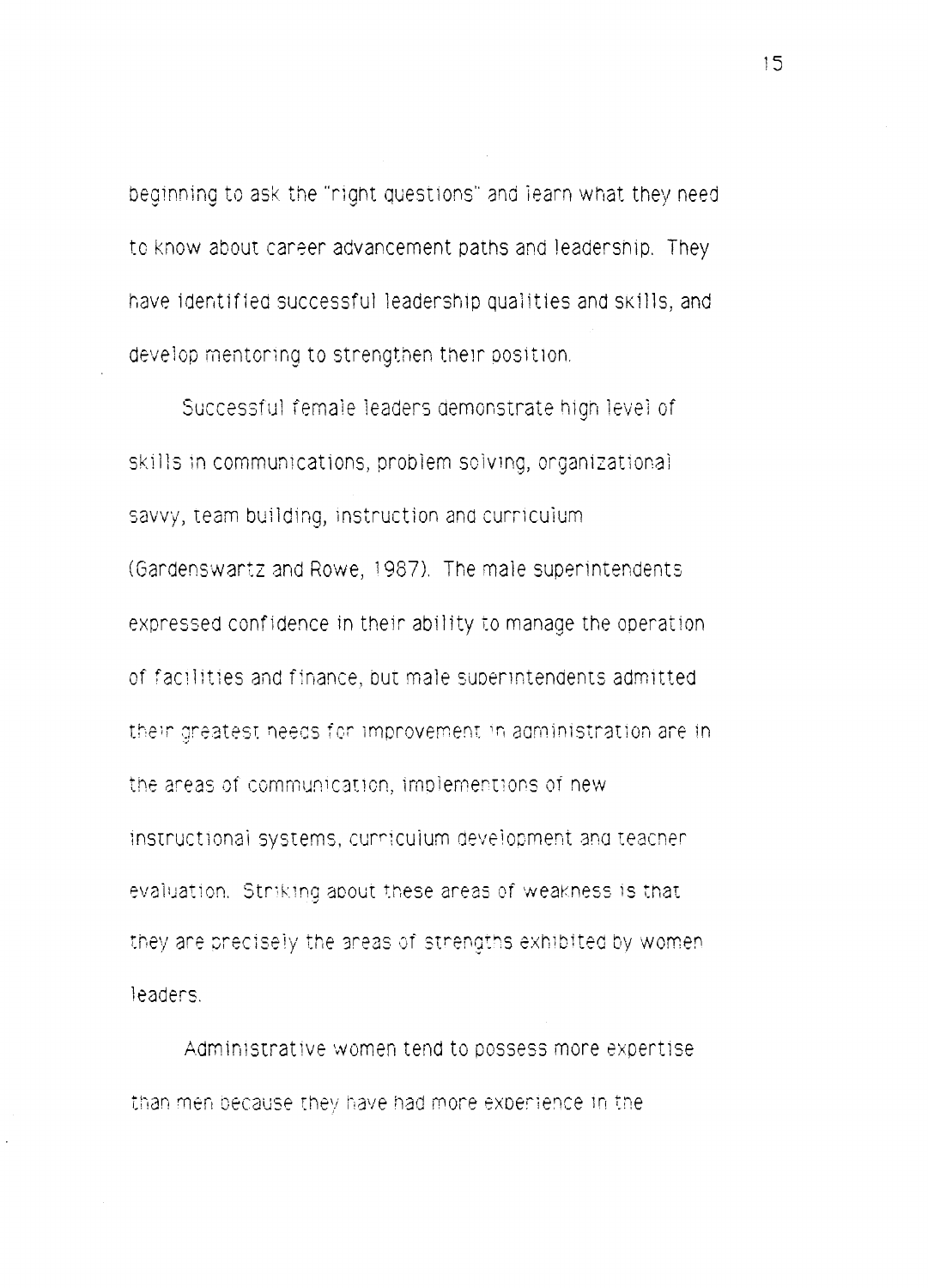beginning to ask the "right questions" and learn what they need to know about career advancement paths and leadership. They have identified successful leadership qualities and skills, and develop mentoring to strengthen their position.

Successful female leaders demonstrate high level of skills in communications, problem solving, organizational savvy, team building, instruction and curriculum (Gardenswartz and Rowe, 1987). The male superintendents expressed confidence in their ability to manage the operation of facilities and finance, but male superintendents admitted their greatest needs for improvement in administration are in the areas of communication, implementions of new instructional systems, curriculum development and teacher evaluation. Striking about these areas of weakness is that they are precisely the areas of strengths exhibited by women leaders.

Administrative women tend to possess more expertise than men because they have had more experience in the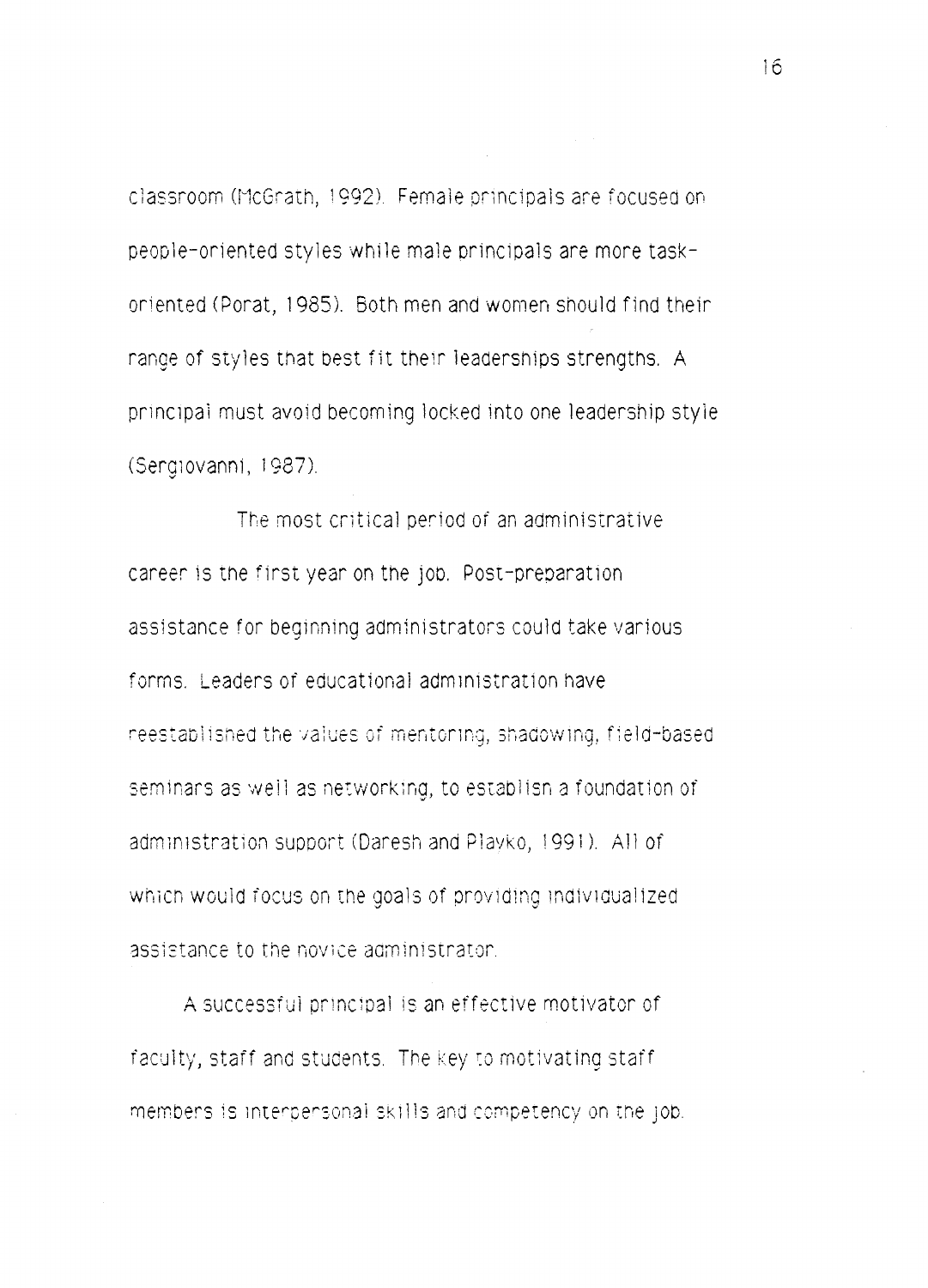classroom (McGrath, 1992). Female principals are focused on people-oriented styles while male principals are more task-oriented (Porat, 1985). Both men and women should find their range of styles that best fit their leaderships strengths. A principal must avoid becoming locked into one leadership style (Sergiovanni, 1987).

The most critical period of an administrative career is the first year on the job. Post-preparation assistance for beginning administrators could take various forms. Leaders of educational administration have reestablished the values of mentoring, shadowing, field-based seminars as well as networking, to establish a foundation of administration support (Daresh and Playko, 1991). All of which would focus on the goals of providing individualized assistance to the novice administrator.

A successful principal is an effective motivator of faculty, staff and students. The key to motivating staff members is interpersonal skills and competency on the job.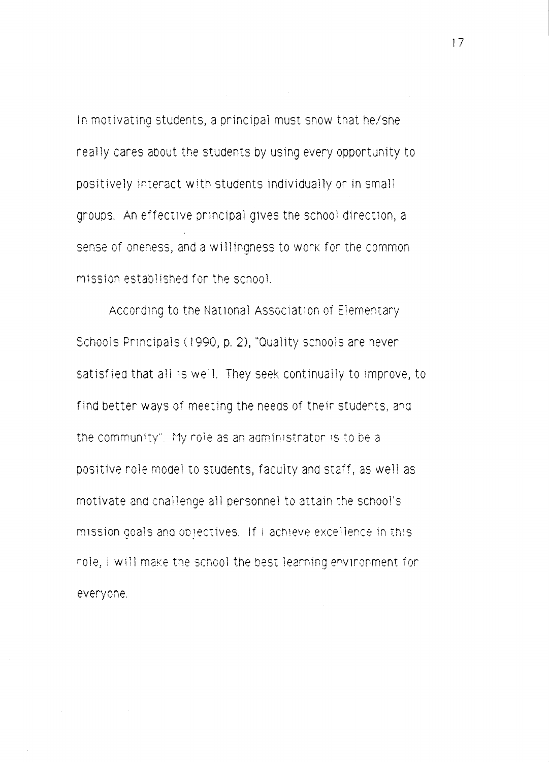In motivating students, a principal must show that he/she really cares about the students by using every opportunity to positively interact with students individually or in small groups. An effective principal gives the school direction, a sense of oneness, and a willingness to work for the common mission established for the school.

According to the National Association of Elementary Schools Principals (1990, p. 2), "Quality schools are never satisfied that all is well. They seek continually to improve, to find better ways of meeting the needs of their students, and the community". My role as an administrator is to be a positive role model to students, faculty and staff, as well as motivate and challenge all personnel to attain the school's mission goals and objectives. If I achieve excellence in this role, I will make the school the best learning environment for everyone.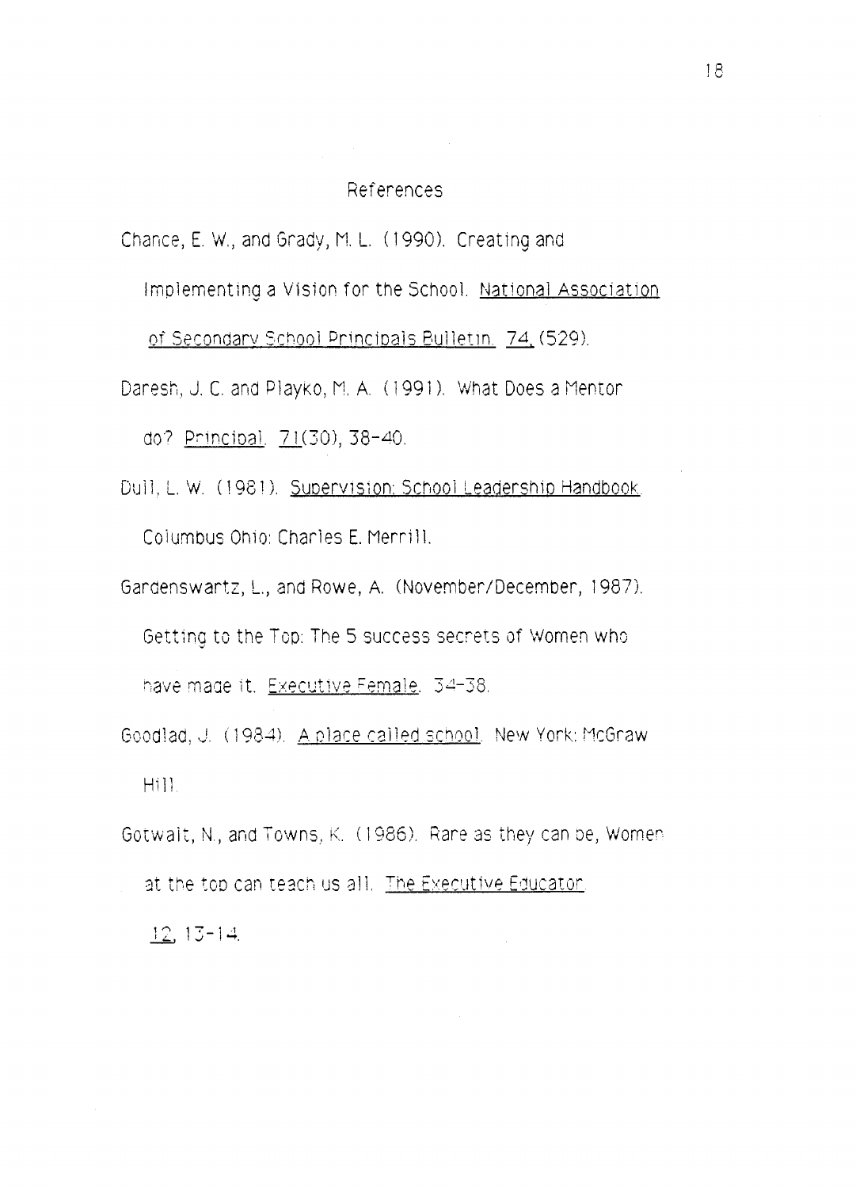# References

Chance, E. W., and Grady, M. L. (1990). Creating and Implementing a Vision for the School. National Association of Secondary School Principals Bulletin, 74, (529).

Daresh, J. C. and Playko, M. A. (1991). What Does a Mentor do? Principal, 71(30), 38-40.

Dull, L. W. (1981). Supervision: School Leadership Handbook. Columbus Ohio: Charles E. Merrill.

Gardenswartz, L., and Rowe, A. (November/December, 1987). Getting to the Top: The 5 success secrets of Women who have made it. Executive Female, 34-38.

Goodlad, J. (1984). A place called school. New York: McGraw Hill.

Gotwalt, N., and Towns, K. (1986). Rare as they can be, Women at the top can teach us all. The Executive Educator, 12, 13-14.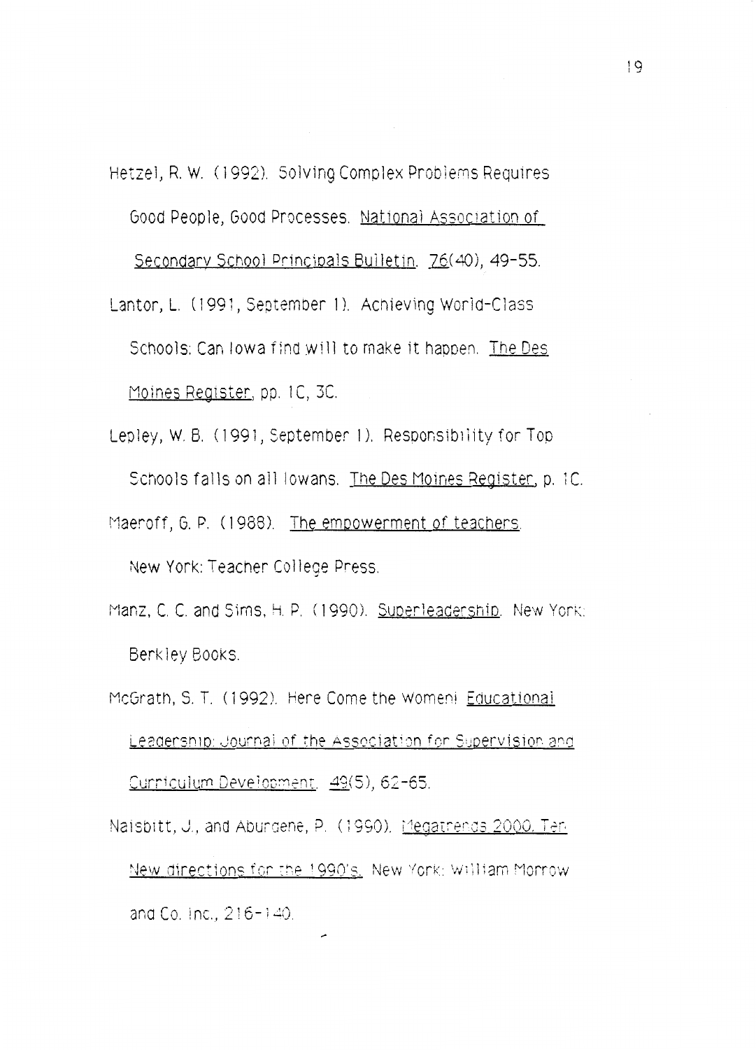Hetzel, R. W. (1992). Solving Complex Problems Requires Good People, Good Processes. National Association of Secondary School Principals Bulletin. 76(40), 49-55.

Lantor, L. (1991, September 1). Achieving World-Class Schools: Can Iowa find will to make it happen. The Des Moines Register, pp. 1C, 3C.

Lepley, W. B. (1991, September 1). Responsibility for Top Schools falls on all Iowans. The Des Moines Register, p. 1C.

Maeroff, G. P. (1988). The empowerment of teachers. New York: Teacher College Press.

Manz, C. C. and Sims, H. P. (1990). Superleadership. New York: Berkley Books.

McGrath, S. T. (1992). Here Come the Women! Educational Leadership: Journal of the Association for Supervision and Curriculum Development. 49(5), 62-65.

Naisbitt, J., and Aburdene, P. (1990). Megatrends 2000. Ten New directions for the 1990's. New York: William Morrow and Co. Inc., 216-140.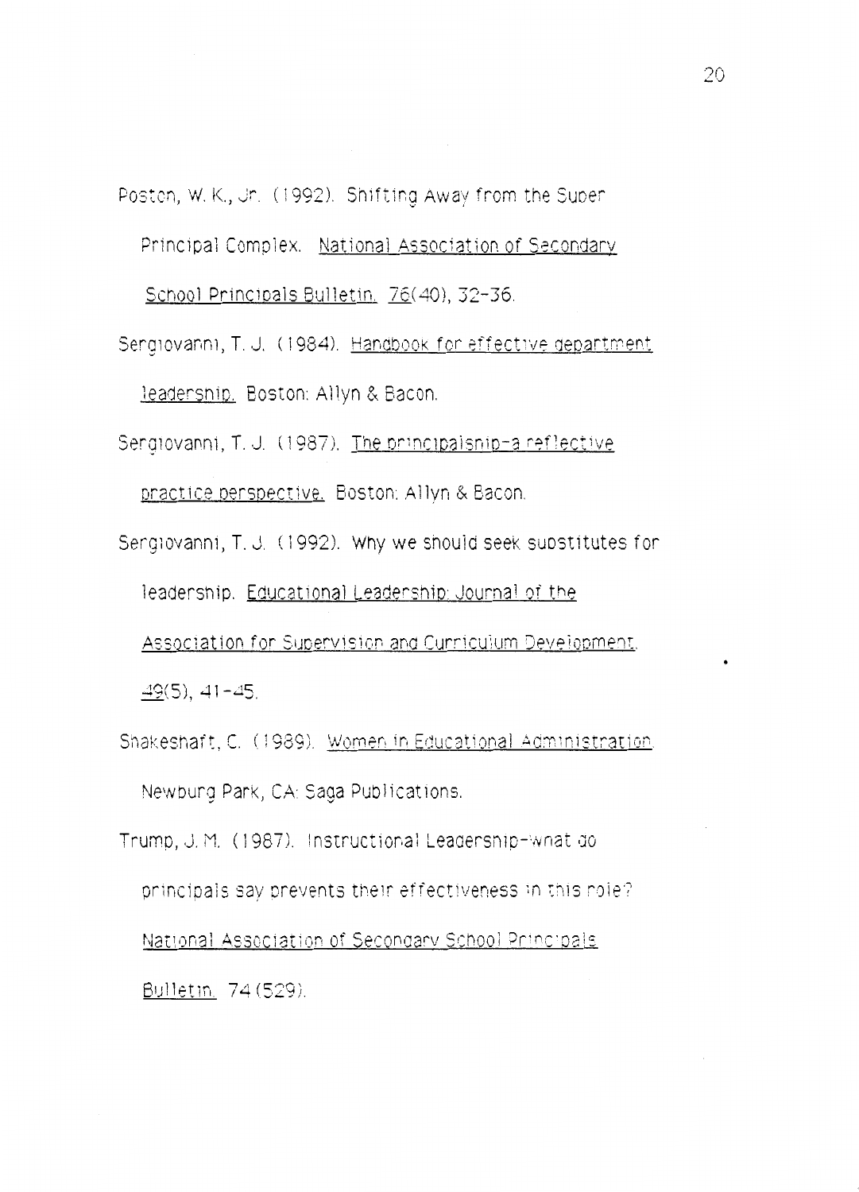Poston, W. K., Jr. (1992). Shifting Away from the Super Principal Complex. National Association of Secondary School Principals Bulletin. 76(40), 32-36.

Sergiovanni, T. J. (1984). Handbook for effective department leadership. Boston: Allyn & Bacon.

Sergiovanni, T. J. (1987). The principalship-a reflective practice perspective. Boston: Allyn & Bacon.

Sergiovanni, T. J. (1992). Why we should seek substitutes for leadership. Educational Leadership: Journal of the Association for Supervision and Curriculum Development. 49(5), 41-45.

Shakeshaft, C. (1989). Women in Educational Administration. Newburg Park, CA: Saga Publications.

Trump, J. M. (1987). Instructional Leadership-what do principals say prevents their effectiveness in this role? National Association of Secondary School Principals Bulletin. 74 (529).